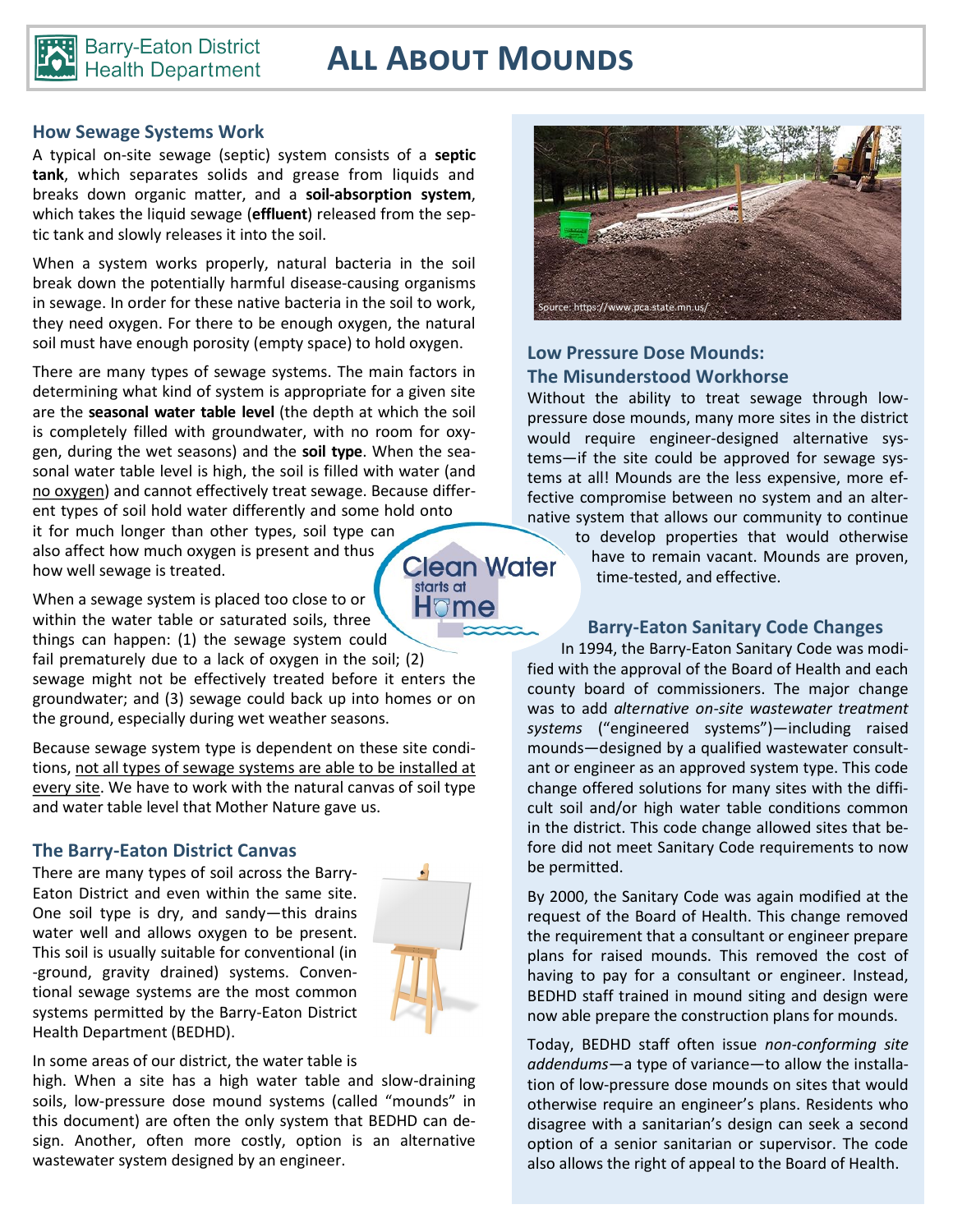# ALL ABOUT MOUNDS

Barry-Eaton District Health Department

## How Sewage Systems Work

A typical on-site sewage (septic) system consists of a **septic tank**, which separates solids and grease from liquids and breaks down organic matter, and a **soil-absorption system**, which takes the liquid sewage (**effluent**) released from the septic tank and slowly releases it into the soil.

When a system works properly, natural bacteria in the soil break down the potentially harmful disease-causing organisms in sewage. In order for these native bacteria in the soil to work, they need oxygen. For there to be enough oxygen, the natural soil must have enough porosity (empty space) to hold oxygen.

There are many types of sewage systems. The main factors in determining what kind of system is appropriate for a given site are the **seasonal water table level** (the depth at which the soil is completely filled with groundwater, with no room for oxygen, during the wet seasons) and the **soil type**. When the seasonal water table level is high, the soil is filled with water (and no oxygen) and cannot effectively treat sewage. Because different types of soil hold water differently and some hold onto it for much longer than other types, soil type can also affect how much oxygen is present and thus how well sewage is treated.

When a sewage system is placed too close to or within the water table or saturated soils, three things can happen: (1) the sewage system could fail prematurely due to a lack of oxygen in the soil; (2) sewage might not be effectively treated before it enters the groundwater; and (3) sewage could back up into homes or on the ground, especially during wet weather seasons.

Because sewage system type is dependent on these site conditions, not all types of sewage systems are able to be installed at every site. We have to work with the natural canvas of soil type and water table level that Mother Nature gave us.

## The Barry-Eaton District Canvas

There are many types of soil across the Barry-Eaton District and even within the same site. One soil type is dry, and sandy—this drains water well and allows oxygen to be present. This soil is usually suitable for conventional (in-ground, gravity drained) systems. Conventional sewage systems are the most common systems permitted by the Barry-Eaton District Health Department (BEDHD).

In some areas of our district, the water table is high. When a site has a high water table and slow-draining soils, low-pressure dose mound systems (called "mounds" in this document) are often the only system that BEDHD can design. Another, often more costly, option is an alternative wastewater system designed by an engineer.

Clean Water starts at Home

Source: https://www.pca.state.mn.us/

## Low Pressure Dose Mounds: The Misunderstood Workhorse

Without the ability to treat sewage through low-pressure dose mounds, many more sites in the district would require engineer-designed alternative systems—if the site could be approved for sewage systems at all! Mounds are the less expensive, more effective compromise between no system and an alternative system that allows our community to continue to develop properties that would otherwise have to remain vacant. Mounds are proven, time-tested, and effective.

## Barry-Eaton Sanitary Code Changes

In 1994, the Barry-Eaton Sanitary Code was modified with the approval of the Board of Health and each county board of commissioners. The major change was to add *alternative on-site wastewater treatment systems* ("engineered systems")—including raised mounds—designed by a qualified wastewater consultant or engineer as an approved system type. This code change offered solutions for many sites with the difficult soil and/or high water table conditions common in the district. This code change allowed sites that before did not meet Sanitary Code requirements to now be permitted.

By 2000, the Sanitary Code was again modified at the request of the Board of Health. This change removed the requirement that a consultant or engineer prepare plans for raised mounds. This removed the cost of having to pay for a consultant or engineer. Instead, BEDHD staff trained in mound siting and design were now able prepare the construction plans for mounds.

Today, BEDHD staff often issue *non-conforming site addendums*—a type of variance—to allow the installation of low-pressure dose mounds on sites that would otherwise require an engineer's plans. Residents who disagree with a sanitarian's design can seek a second option of a senior sanitarian or supervisor. The code also allows the right of appeal to the Board of Health.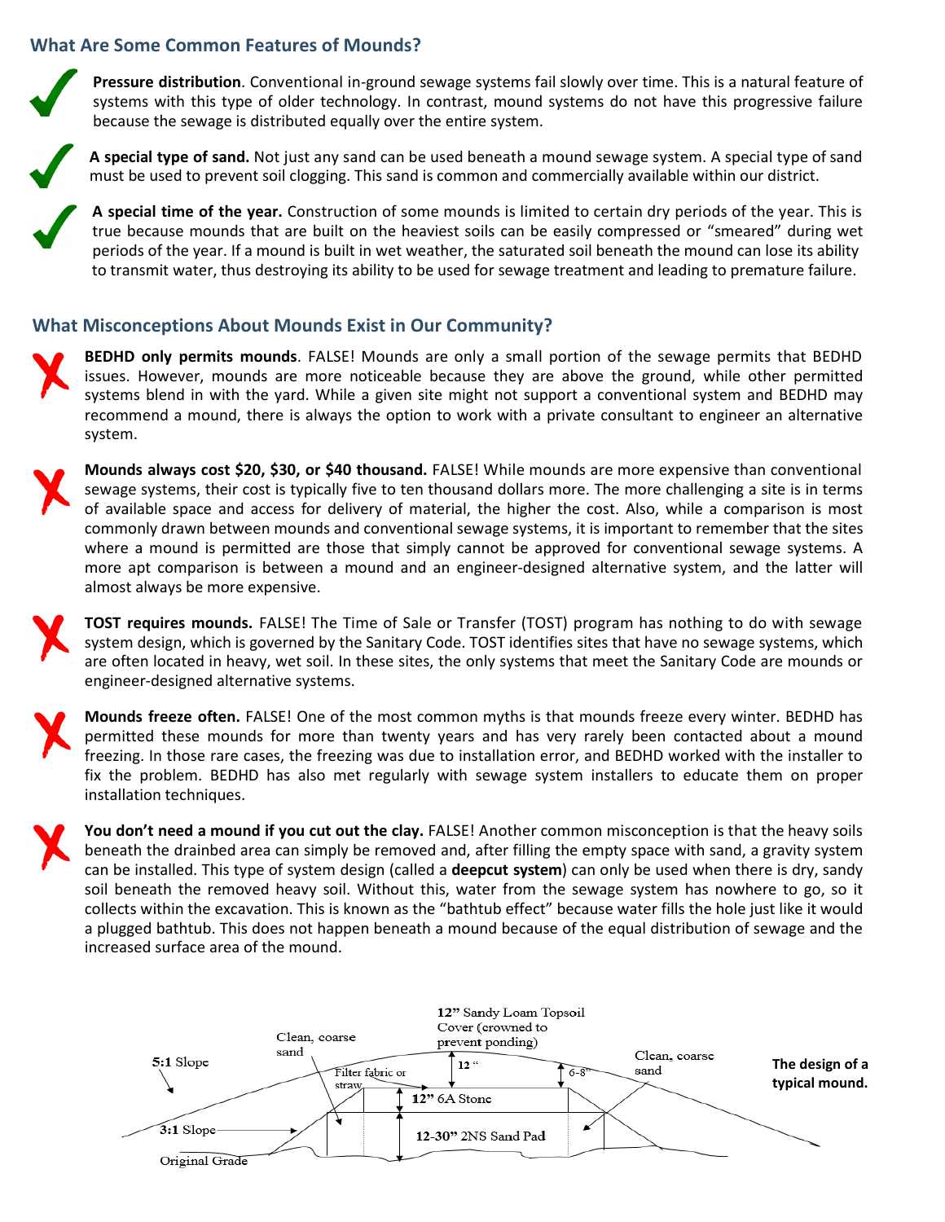## What Are Some Common Features of Mounds?

**Pressure distribution**. Conventional in-ground sewage systems fail slowly over time. This is a natural feature of systems with this type of older technology. In contrast, mound systems do not have this progressive failure because the sewage is distributed equally over the entire system.

**A special type of sand.** Not just any sand can be used beneath a mound sewage system. A special type of sand must be used to prevent soil clogging. This sand is common and commercially available within our district.

**A special time of the year.** Construction of some mounds is limited to certain dry periods of the year. This is true because mounds that are built on the heaviest soils can be easily compressed or "smeared" during wet periods of the year. If a mound is built in wet weather, the saturated soil beneath the mound can lose its ability to transmit water, thus destroying its ability to be used for sewage treatment and leading to premature failure.

## What Misconceptions About Mounds Exist in Our Community?

**BEDHD only permits mounds**. FALSE! Mounds are only a small portion of the sewage permits that BEDHD issues. However, mounds are more noticeable because they are above the ground, while other permitted systems blend in with the yard. While a given site might not support a conventional system and BEDHD may recommend a mound, there is always the option to work with a private consultant to engineer an alternative system.

**Mounds always cost $20, $30, or $40 thousand.** FALSE! While mounds are more expensive than conventional sewage systems, their cost is typically five to ten thousand dollars more. The more challenging a site is in terms of available space and access for delivery of material, the higher the cost. Also, while a comparison is most commonly drawn between mounds and conventional sewage systems, it is important to remember that the sites where a mound is permitted are those that simply cannot be approved for conventional sewage systems. A more apt comparison is between a mound and an engineer-designed alternative system, and the latter will almost always be more expensive.

**TOST requires mounds.** FALSE! The Time of Sale or Transfer (TOST) program has nothing to do with sewage system design, which is governed by the Sanitary Code. TOST identifies sites that have no sewage systems, which are often located in heavy, wet soil. In these sites, the only systems that meet the Sanitary Code are mounds or engineer-designed alternative systems.

**Mounds freeze often.** FALSE! One of the most common myths is that mounds freeze every winter. BEDHD has permitted these mounds for more than twenty years and has very rarely been contacted about a mound freezing. In those rare cases, the freezing was due to installation error, and BEDHD worked with the installer to fix the problem. BEDHD has also met regularly with sewage system installers to educate them on proper installation techniques.

**You don't need a mound if you cut out the clay.** FALSE! Another common misconception is that the heavy soils beneath the drainbed area can simply be removed and, after filling the empty space with sand, a gravity system can be installed. This type of system design (called a **deepcut system**) can only be used when there is dry, sandy soil beneath the removed heavy soil. Without this, water from the sewage system has nowhere to go, so it collects within the excavation. This is known as the "bathtub effect" because water fills the hole just like it would a plugged bathtub. This does not happen beneath a mound because of the equal distribution of sewage and the increased surface area of the mound.

12" Sandy Loam Topsoil Cover (crowned to prevent ponding)

Clean, coarse sand

5:1 Slope

Filter fabric or straw

12 "

6-8"

Clean, coarse sand

12" 6A Stone

3:1 Slope

12-30" 2NS Sand Pad

Original Grade

**The design of a typical mound.**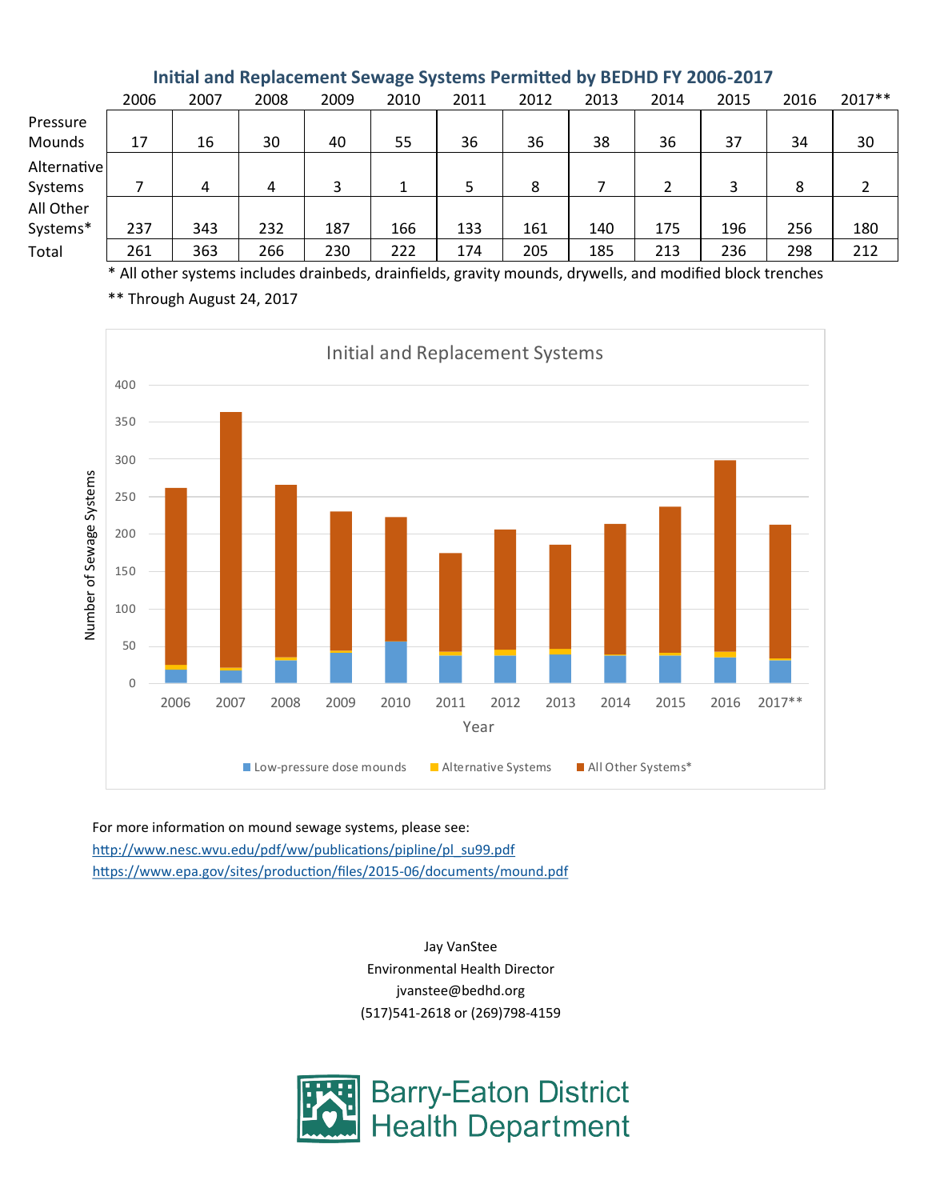## Initial and Replacement Sewage Systems Permitted by BEDHD FY 2006-2017

| | 2006 | 2007 | 2008 | 2009 | 2010 | 2011 | 2012 | 2013 | 2014 | 2015 | 2016 | 2017** |
|---|---|---|---|---|---|---|---|---|---|---|---|---|
| Pressure Mounds | 17 | 16 | 30 | 40 | 55 | 36 | 36 | 38 | 36 | 37 | 34 | 30 |
| Alternative Systems | 7 | 4 | 4 | 3 | 1 | 5 | 8 | 7 | 2 | 3 | 8 | 2 |
| All Other Systems* | 237 | 343 | 232 | 187 | 166 | 133 | 161 | 140 | 175 | 196 | 256 | 180 |
| Total | 261 | 363 | 266 | 230 | 222 | 174 | 205 | 185 | 213 | 236 | 298 | 212 |

* All other systems includes drainbeds, drainfields, gravity mounds, drywells, and modified block trenches

** Through August 24, 2017

Initial and Replacement Systems

Number of Sewage Systems

0
50
100
150
200
250
300
350
400

2006 2007 2008 2009 2010 2011 2012 2013 2014 2015 2016 2017**

Year

Low-pressure dose mounds
Alternative Systems
All Other Systems*

For more information on mound sewage systems, please see:

http://www.nesc.wvu.edu/pdf/ww/publications/pipline/pl_su99.pdf

https://www.epa.gov/sites/production/files/2015-06/documents/mound.pdf

Jay VanStee
Environmental Health Director
jvanstee@bedhd.org
(517)541-2618 or (269)798-4159

Barry-Eaton District Health Department